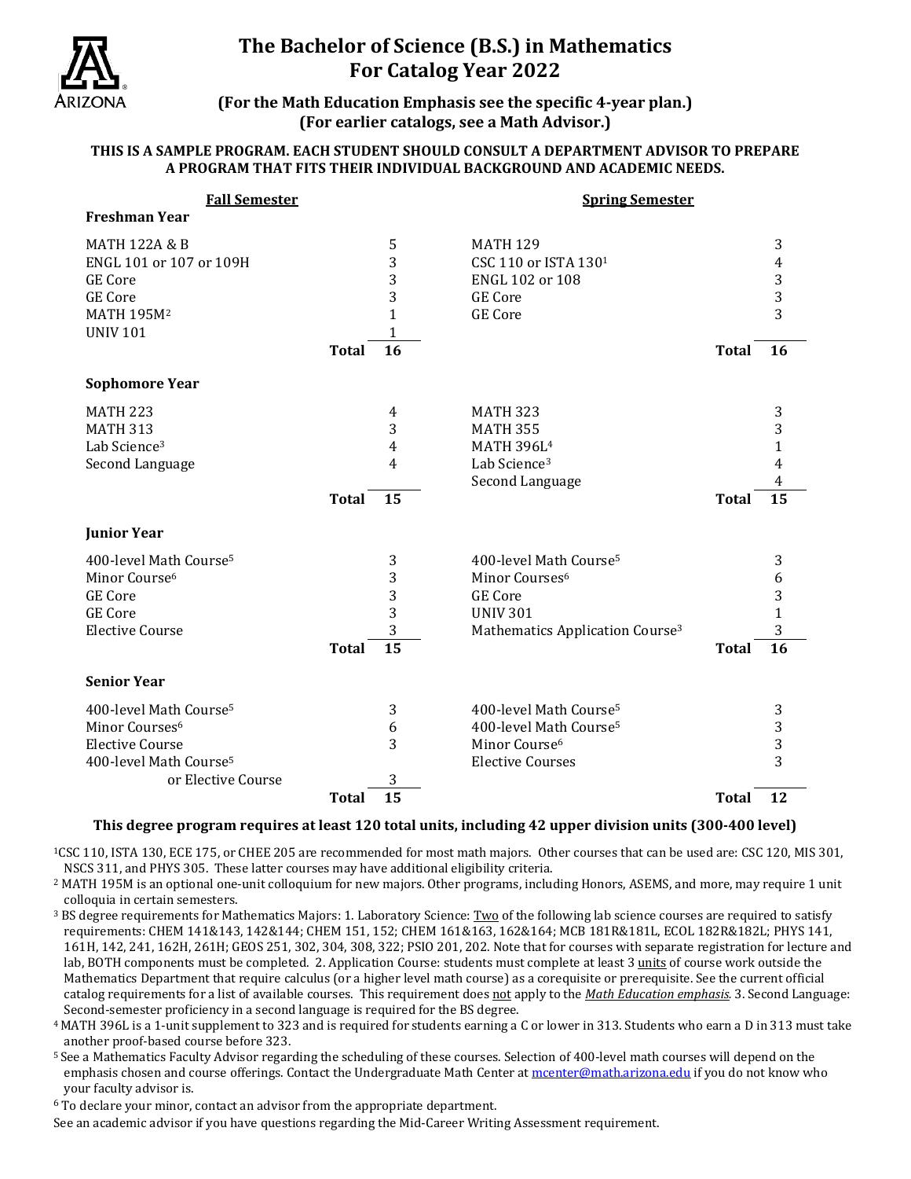# The Bachelor of Science (B.S.) in Mathematics For Catalog Year 2022

**(For the Math Education Emphasis see the specific 4-year plan.)**
**(For earlier catalogs, see a Math Advisor.)**

**THIS IS A SAMPLE PROGRAM. EACH STUDENT SHOULD CONSULT A DEPARTMENT ADVISOR TO PREPARE A PROGRAM THAT FITS THEIR INDIVIDUAL BACKGROUND AND ACADEMIC NEEDS.**

| Fall Semester | Units | Spring Semester | Units |
|---|---|---|---|
| **Freshman Year** | | | |
| MATH 122A & B | 5 | MATH 129 | 3 |
| ENGL 101 or 107 or 109H | 3 | CSC 110 or ISTA 130[1] | 4 |
| GE Core | 3 | ENGL 102 or 108 | 3 |
| GE Core | 3 | GE Core | 3 |
| MATH 195M[2] | 1 | GE Core | 3 |
| UNIV 101 | 1 | | |
| **Total** | **16** | **Total** | **16** |
| **Sophomore Year** | | | |
| MATH 223 | 4 | MATH 323 | 3 |
| MATH 313 | 3 | MATH 355 | 3 |
| Lab Science[3] | 4 | MATH 396L[4] | 1 |
| Second Language | 4 | Lab Science[3] | 4 |
| | | Second Language | 4 |
| **Total** | **15** | **Total** | **15** |
| **Junior Year** | | | |
| 400-level Math Course[5] | 3 | 400-level Math Course[5] | 3 |
| Minor Course[6] | 3 | Minor Courses[6] | 6 |
| GE Core | 3 | GE Core | 3 |
| GE Core | 3 | UNIV 301 | 1 |
| Elective Course | 3 | Mathematics Application Course[3] | 3 |
| **Total** | **15** | **Total** | **16** |
| **Senior Year** | | | |
| 400-level Math Course[5] | 3 | 400-level Math Course[5] | 3 |
| Minor Courses[6] | 6 | 400-level Math Course[5] | 3 |
| Elective Course | 3 | Minor Course[6] | 3 |
| 400-level Math Course[5] or Elective Course | 3 | Elective Courses | 3 |
| **Total** | **15** | **Total** | **12** |

**This degree program requires at least 120 total units, including 42 upper division units (300-400 level)**

[1] CSC 110, ISTA 130, ECE 175, or CHEE 205 are recommended for most math majors. Other courses that can be used are: CSC 120, MIS 301, NSCS 311, and PHYS 305. These latter courses may have additional eligibility criteria.

[2] MATH 195M is an optional one-unit colloquium for new majors. Other programs, including Honors, ASEMS, and more, may require 1 unit colloquia in certain semesters.

[3] BS degree requirements for Mathematics Majors: 1. Laboratory Science: Two of the following lab science courses are required to satisfy requirements: CHEM 141&143, 142&144; CHEM 151, 152; CHEM 161&163, 162&164; MCB 181R&181L, ECOL 182R&182L; PHYS 141, 161H, 142, 241, 162H, 261H; GEOS 251, 302, 304, 308, 322; PSIO 201, 202. Note that for courses with separate registration for lecture and lab, BOTH components must be completed. 2. Application Course: students must complete at least 3 units of course work outside the Mathematics Department that require calculus (or a higher level math course) as a corequisite or prerequisite. See the current official catalog requirements for a list of available courses. This requirement does not apply to the *Math Education emphasis*. 3. Second Language: Second-semester proficiency in a second language is required for the BS degree.

[4] MATH 396L is a 1-unit supplement to 323 and is required for students earning a C or lower in 313. Students who earn a D in 313 must take another proof-based course before 323.

[5] See a Mathematics Faculty Advisor regarding the scheduling of these courses. Selection of 400-level math courses will depend on the emphasis chosen and course offerings. Contact the Undergraduate Math Center at mcenter@math.arizona.edu if you do not know who your faculty advisor is.

[6] To declare your minor, contact an advisor from the appropriate department.

See an academic advisor if you have questions regarding the Mid-Career Writing Assessment requirement.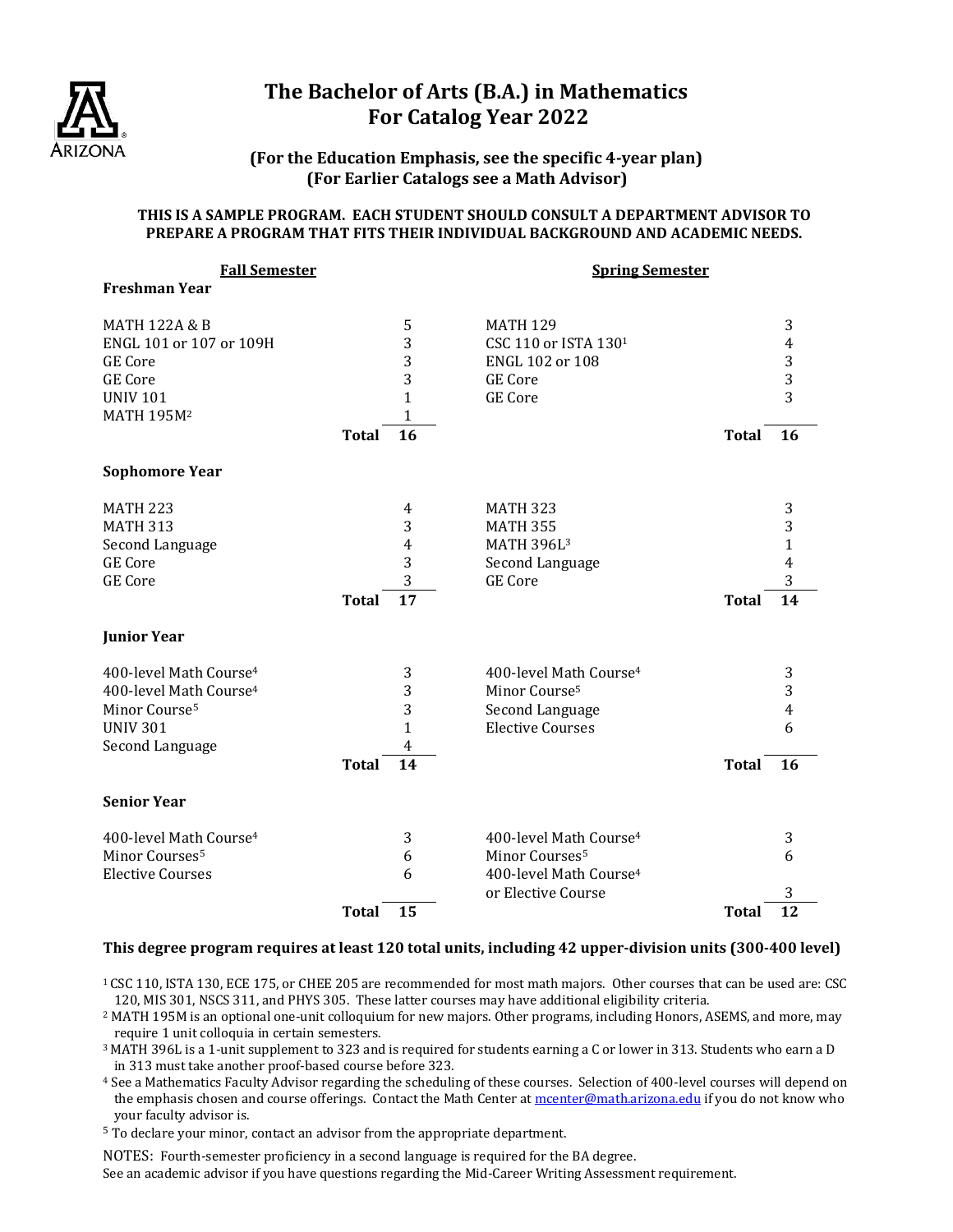# The Bachelor of Arts (B.A.) in Mathematics
# For Catalog Year 2022

### (For the Education Emphasis, see the specific 4-year plan)
### (For Earlier Catalogs see a Math Advisor)

**THIS IS A SAMPLE PROGRAM. EACH STUDENT SHOULD CONSULT A DEPARTMENT ADVISOR TO PREPARE A PROGRAM THAT FITS THEIR INDIVIDUAL BACKGROUND AND ACADEMIC NEEDS.**

| **Fall Semester** | | **Spring Semester** | |
|---|---|---|---|
| **Freshman Year** | | | |
| MATH 122A & B | 5 | MATH 129 | 3 |
| ENGL 101 or 107 or 109H | 3 | CSC 110 or ISTA 130[1] | 4 |
| GE Core | 3 | ENGL 102 or 108 | 3 |
| GE Core | 3 | GE Core | 3 |
| UNIV 101 | 1 | GE Core | 3 |
| MATH 195M[2] | 1 | | |
| **Total** | **16** | **Total** | **16** |
| **Sophomore Year** | | | |
| MATH 223 | 4 | MATH 323 | 3 |
| MATH 313 | 3 | MATH 355 | 3 |
| Second Language | 4 | MATH 396L[3] | 1 |
| GE Core | 3 | Second Language | 4 |
| GE Core | 3 | GE Core | 3 |
| **Total** | **17** | **Total** | **14** |
| **Junior Year** | | | |
| 400-level Math Course[4] | 3 | 400-level Math Course[4] | 3 |
| 400-level Math Course[4] | 3 | Minor Course[5] | 3 |
| Minor Course[5] | 3 | Second Language | 4 |
| UNIV 301 | 1 | Elective Courses | 6 |
| Second Language | 4 | | |
| **Total** | **14** | **Total** | **16** |
| **Senior Year** | | | |
| 400-level Math Course[4] | 3 | 400-level Math Course[4] | 3 |
| Minor Courses[5] | 6 | Minor Courses[5] | 6 |
| Elective Courses | 6 | 400-level Math Course[4] or Elective Course | 3 |
| **Total** | **15** | **Total** | **12** |

**This degree program requires at least 120 total units, including 42 upper-division units (300-400 level)**

[1] CSC 110, ISTA 130, ECE 175, or CHEE 205 are recommended for most math majors. Other courses that can be used are: CSC 120, MIS 301, NSCS 311, and PHYS 305. These latter courses may have additional eligibility criteria.

[2] MATH 195M is an optional one-unit colloquium for new majors. Other programs, including Honors, ASEMS, and more, may require 1 unit colloquia in certain semesters.

[3] MATH 396L is a 1-unit supplement to 323 and is required for students earning a C or lower in 313. Students who earn a D in 313 must take another proof-based course before 323.

[4] See a Mathematics Faculty Advisor regarding the scheduling of these courses. Selection of 400-level courses will depend on the emphasis chosen and course offerings. Contact the Math Center at mcenter@math.arizona.edu if you do not know who your faculty advisor is.

[5] To declare your minor, contact an advisor from the appropriate department.

NOTES: Fourth-semester proficiency in a second language is required for the BA degree.
See an academic advisor if you have questions regarding the Mid-Career Writing Assessment requirement.